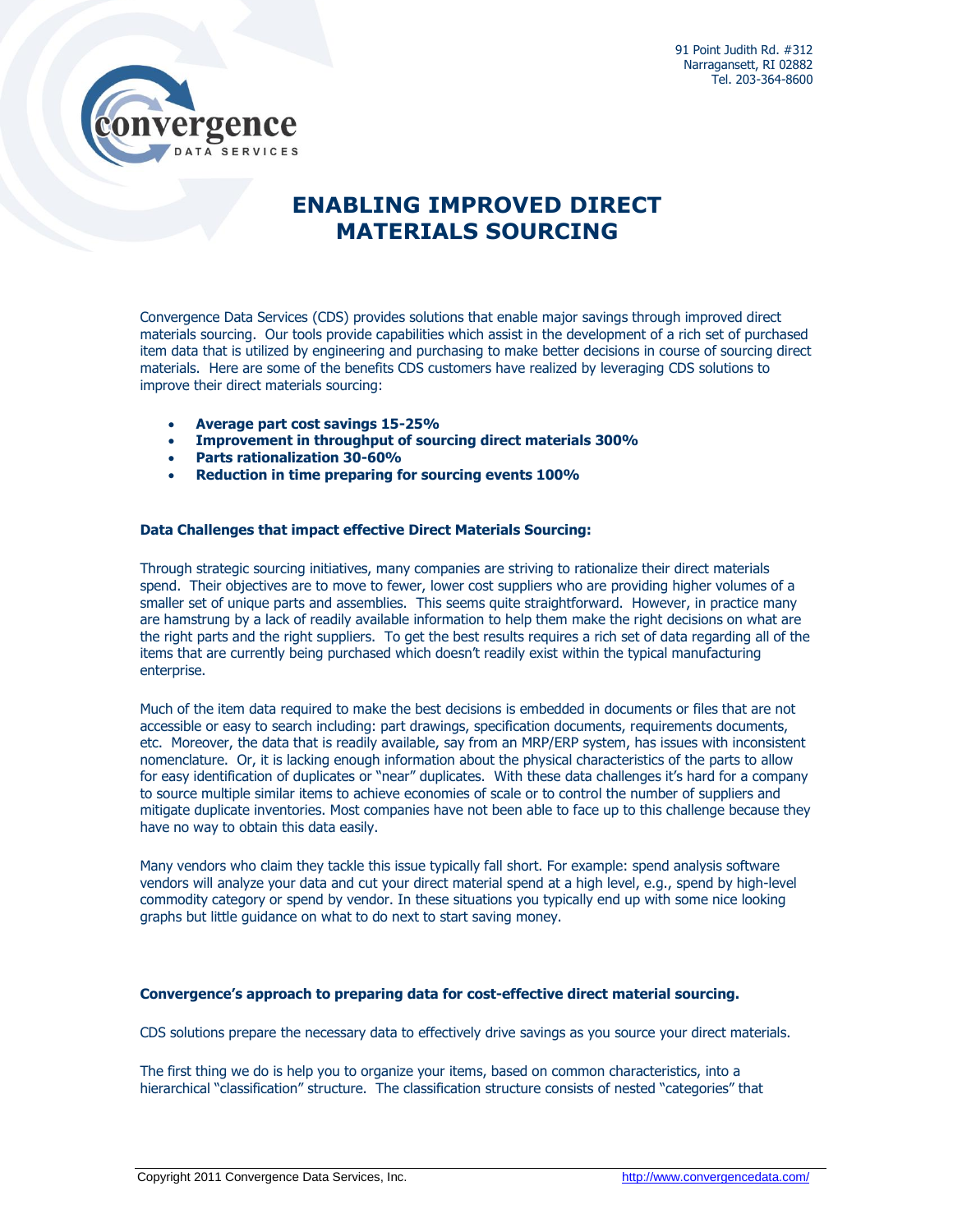91 Point Judith Rd. #312
Narragansett, RI 02882
Tel. 203-364-8600

# ENABLING IMPROVED DIRECT MATERIALS SOURCING

Convergence Data Services (CDS) provides solutions that enable major savings through improved direct materials sourcing. Our tools provide capabilities which assist in the development of a rich set of purchased item data that is utilized by engineering and purchasing to make better decisions in course of sourcing direct materials. Here are some of the benefits CDS customers have realized by leveraging CDS solutions to improve their direct materials sourcing:

- **Average part cost savings 15-25%**
- **Improvement in throughput of sourcing direct materials 300%**
- **Parts rationalization 30-60%**
- **Reduction in time preparing for sourcing events 100%**

### Data Challenges that impact effective Direct Materials Sourcing:

Through strategic sourcing initiatives, many companies are striving to rationalize their direct materials spend. Their objectives are to move to fewer, lower cost suppliers who are providing higher volumes of a smaller set of unique parts and assemblies. This seems quite straightforward. However, in practice many are hamstrung by a lack of readily available information to help them make the right decisions on what are the right parts and the right suppliers. To get the best results requires a rich set of data regarding all of the items that are currently being purchased which doesn't readily exist within the typical manufacturing enterprise.

Much of the item data required to make the best decisions is embedded in documents or files that are not accessible or easy to search including: part drawings, specification documents, requirements documents, etc. Moreover, the data that is readily available, say from an MRP/ERP system, has issues with inconsistent nomenclature. Or, it is lacking enough information about the physical characteristics of the parts to allow for easy identification of duplicates or "near" duplicates. With these data challenges it's hard for a company to source multiple similar items to achieve economies of scale or to control the number of suppliers and mitigate duplicate inventories. Most companies have not been able to face up to this challenge because they have no way to obtain this data easily.

Many vendors who claim they tackle this issue typically fall short. For example: spend analysis software vendors will analyze your data and cut your direct material spend at a high level, e.g., spend by high-level commodity category or spend by vendor. In these situations you typically end up with some nice looking graphs but little guidance on what to do next to start saving money.

### Convergence's approach to preparing data for cost-effective direct material sourcing.

CDS solutions prepare the necessary data to effectively drive savings as you source your direct materials.

The first thing we do is help you to organize your items, based on common characteristics, into a hierarchical "classification" structure. The classification structure consists of nested "categories" that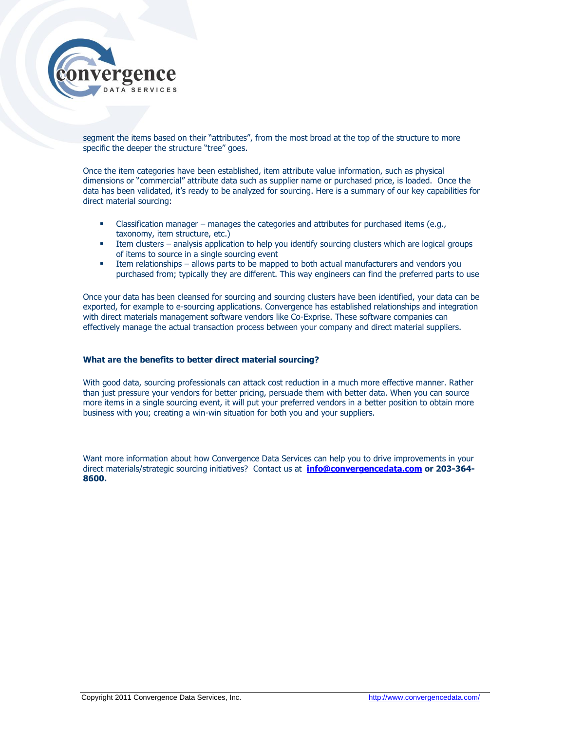segment the items based on their "attributes", from the most broad at the top of the structure to more specific the deeper the structure "tree" goes.

Once the item categories have been established, item attribute value information, such as physical dimensions or "commercial" attribute data such as supplier name or purchased price, is loaded. Once the data has been validated, it's ready to be analyzed for sourcing. Here is a summary of our key capabilities for direct material sourcing:

- Classification manager – manages the categories and attributes for purchased items (e.g., taxonomy, item structure, etc.)
- Item clusters – analysis application to help you identify sourcing clusters which are logical groups of items to source in a single sourcing event
- Item relationships – allows parts to be mapped to both actual manufacturers and vendors you purchased from; typically they are different. This way engineers can find the preferred parts to use

Once your data has been cleansed for sourcing and sourcing clusters have been identified, your data can be exported, for example to e-sourcing applications. Convergence has established relationships and integration with direct materials management software vendors like Co-Exprise. These software companies can effectively manage the actual transaction process between your company and direct material suppliers.

**What are the benefits to better direct material sourcing?**

With good data, sourcing professionals can attack cost reduction in a much more effective manner. Rather than just pressure your vendors for better pricing, persuade them with better data. When you can source more items in a single sourcing event, it will put your preferred vendors in a better position to obtain more business with you; creating a win-win situation for both you and your suppliers.

Want more information about how Convergence Data Services can help you to drive improvements in your direct materials/strategic sourcing initiatives? Contact us at **info@convergencedata.com or 203-364-8600.**